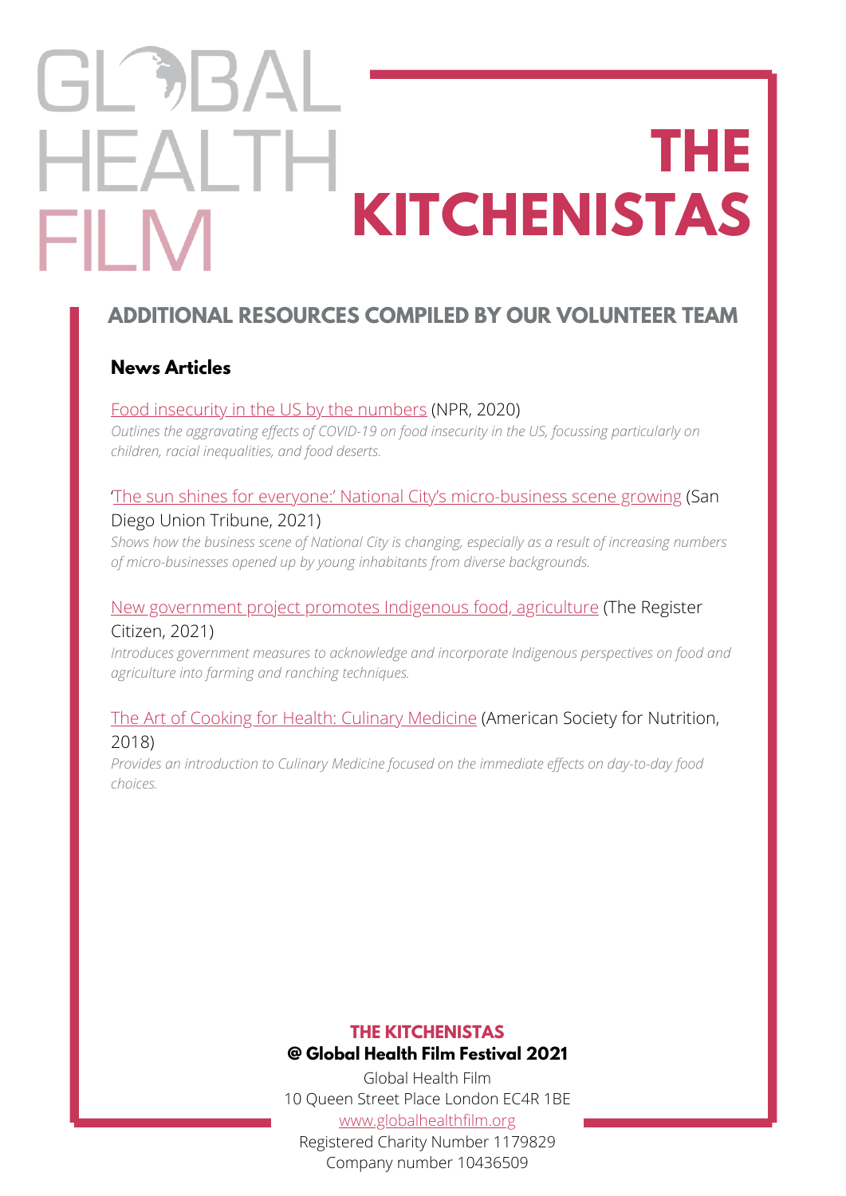GLOBAL HEALTH FILM

# THE KITCHENISTAS

## ADDITIONAL RESOURCES COMPILED BY OUR VOLUNTEER TEAM

### News Articles

Food insecurity in the US by the numbers (NPR, 2020)
*Outlines the aggravating effects of COVID-19 on food insecurity in the US, focussing particularly on children, racial inequalities, and food deserts.*

'The sun shines for everyone:' National City's micro-business scene growing (San Diego Union Tribune, 2021)
*Shows how the business scene of National City is changing, especially as a result of increasing numbers of micro-businesses opened up by young inhabitants from diverse backgrounds.*

New government project promotes Indigenous food, agriculture (The Register Citizen, 2021)
*Introduces government measures to acknowledge and incorporate Indigenous perspectives on food and agriculture into farming and ranching techniques.*

The Art of Cooking for Health: Culinary Medicine (American Society for Nutrition, 2018)
*Provides an introduction to Culinary Medicine focused on the immediate effects on day-to-day food choices.*

**THE KITCHENISTAS**
**@ Global Health Film Festival 2021**
Global Health Film
10 Queen Street Place London EC4R 1BE
www.globalhealthfilm.org
Registered Charity Number 1179829
Company number 10436509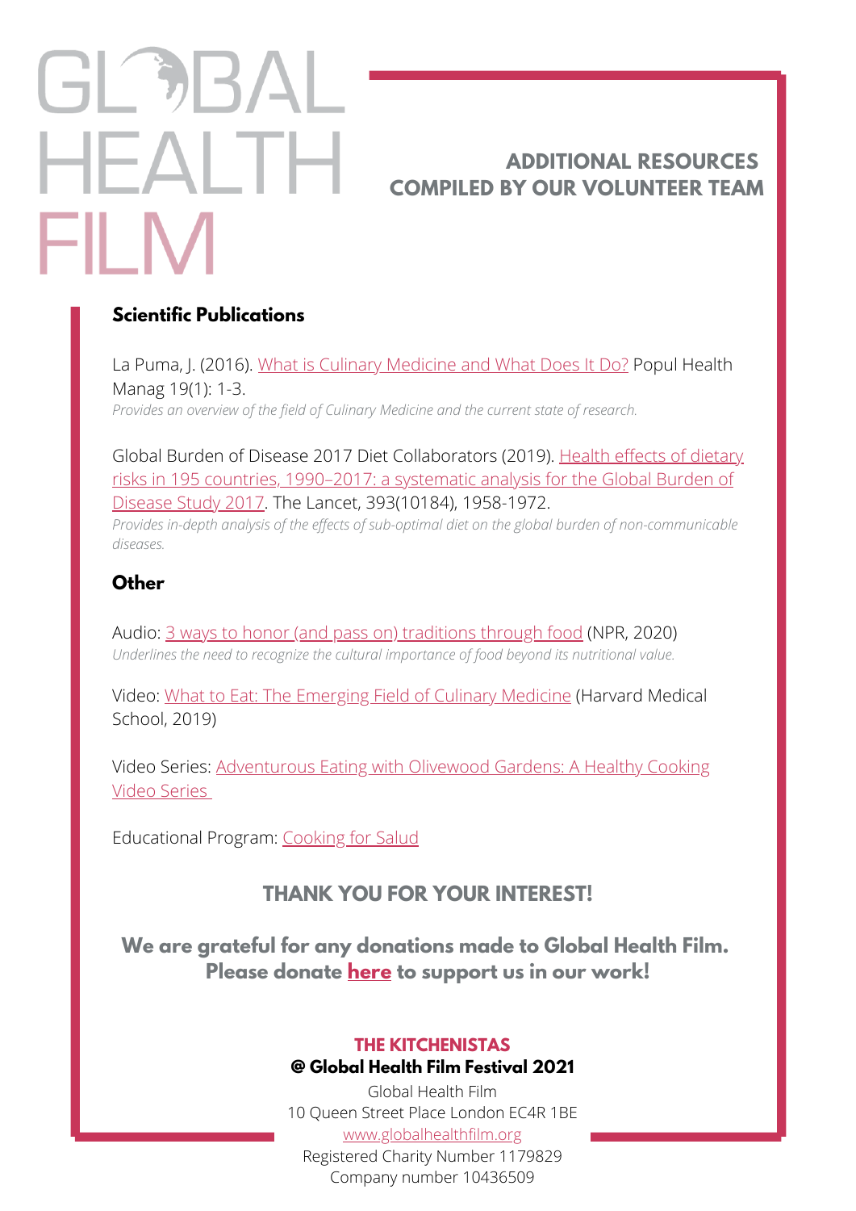# GLOBAL HEALTH FILM

## ADDITIONAL RESOURCES COMPILED BY OUR VOLUNTEER TEAM

### Scientific Publications

La Puma, J. (2016). What is Culinary Medicine and What Does It Do? Popul Health Manag 19(1): 1-3.
*Provides an overview of the field of Culinary Medicine and the current state of research.*

Global Burden of Disease 2017 Diet Collaborators (2019). Health effects of dietary risks in 195 countries, 1990–2017: a systematic analysis for the Global Burden of Disease Study 2017. The Lancet, 393(10184), 1958-1972.
*Provides in-depth analysis of the effects of sub-optimal diet on the global burden of non-communicable diseases.*

### Other

Audio: 3 ways to honor (and pass on) traditions through food (NPR, 2020)
*Underlines the need to recognize the cultural importance of food beyond its nutritional value.*

Video: What to Eat: The Emerging Field of Culinary Medicine (Harvard Medical School, 2019)

Video Series: Adventurous Eating with Olivewood Gardens: A Healthy Cooking Video Series

Educational Program: Cooking for Salud

## THANK YOU FOR YOUR INTEREST!

**We are grateful for any donations made to Global Health Film. Please donate here to support us in our work!**

**THE KITCHENISTAS**
**@ Global Health Film Festival 2021**

Global Health Film
10 Queen Street Place London EC4R 1BE
www.globalhealthfilm.org
Registered Charity Number 1179829
Company number 10436509